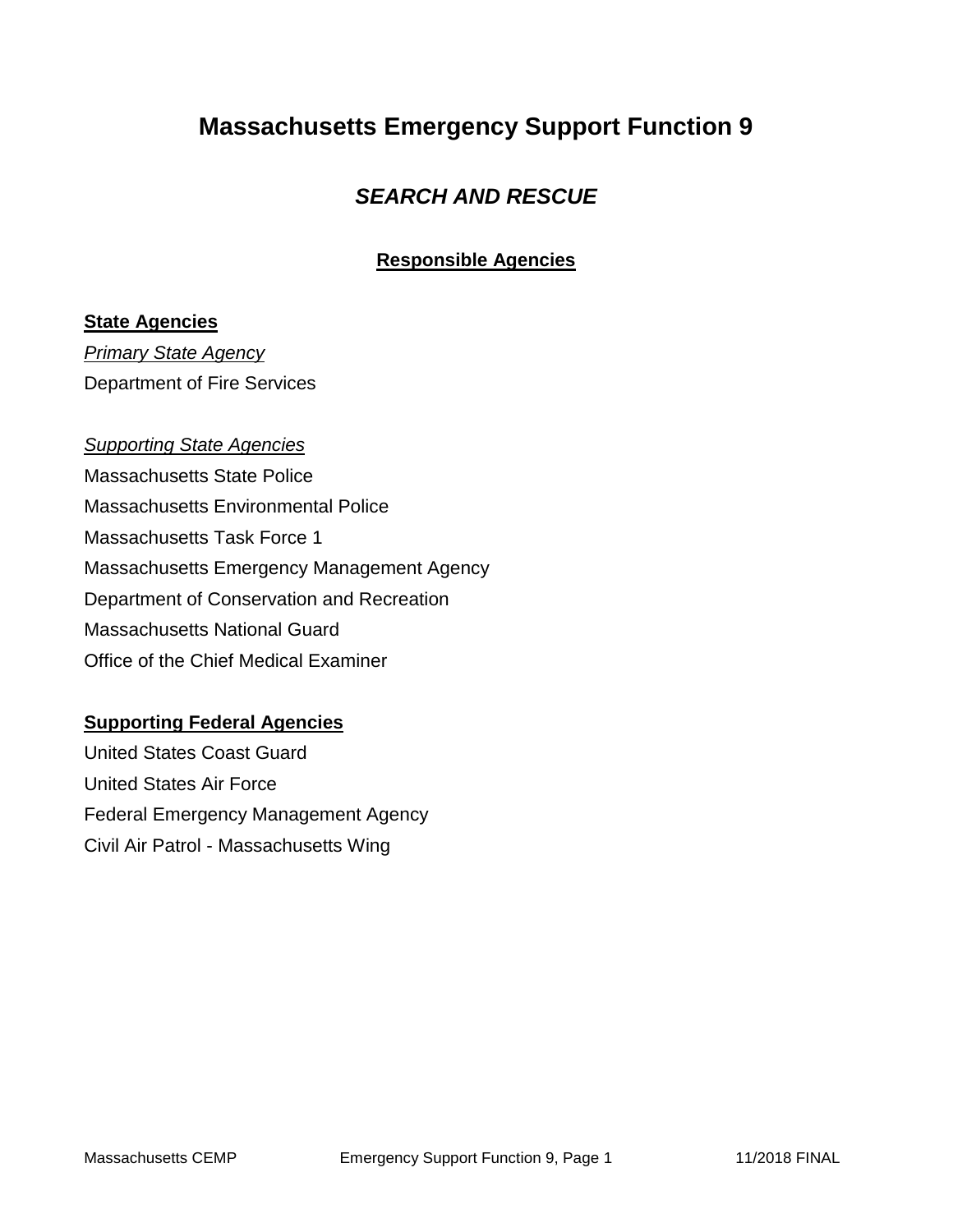# Massachusetts Emergency Support Function 9

## *SEARCH AND RESCUE*

### Responsible Agencies

**State Agencies**

*Primary State Agency*

Department of Fire Services

*Supporting State Agencies*

Massachusetts State Police
Massachusetts Environmental Police
Massachusetts Task Force 1
Massachusetts Emergency Management Agency
Department of Conservation and Recreation
Massachusetts National Guard
Office of the Chief Medical Examiner

**Supporting Federal Agencies**

United States Coast Guard
United States Air Force
Federal Emergency Management Agency
Civil Air Patrol - Massachusetts Wing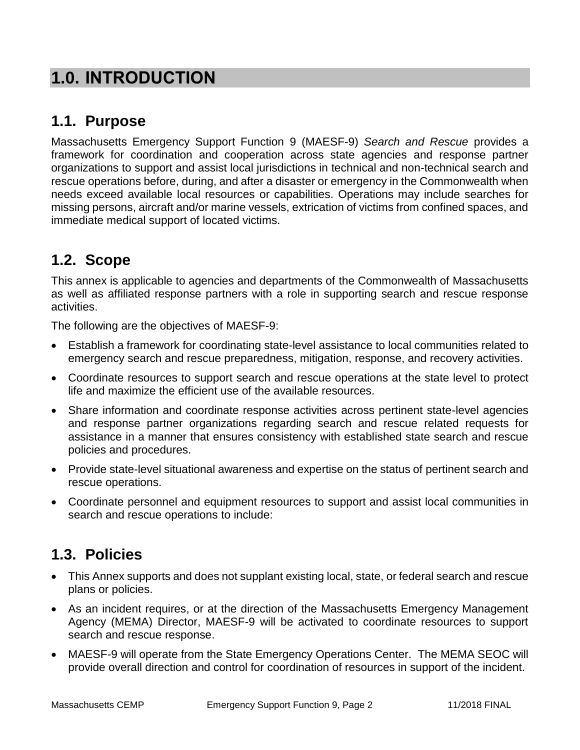# 1.0. INTRODUCTION

## 1.1. Purpose

Massachusetts Emergency Support Function 9 (MAESF-9) *Search and Rescue* provides a framework for coordination and cooperation across state agencies and response partner organizations to support and assist local jurisdictions in technical and non-technical search and rescue operations before, during, and after a disaster or emergency in the Commonwealth when needs exceed available local resources or capabilities. Operations may include searches for missing persons, aircraft and/or marine vessels, extrication of victims from confined spaces, and immediate medical support of located victims.

## 1.2. Scope

This annex is applicable to agencies and departments of the Commonwealth of Massachusetts as well as affiliated response partners with a role in supporting search and rescue response activities.

The following are the objectives of MAESF-9:

- Establish a framework for coordinating state-level assistance to local communities related to emergency search and rescue preparedness, mitigation, response, and recovery activities.
- Coordinate resources to support search and rescue operations at the state level to protect life and maximize the efficient use of the available resources.
- Share information and coordinate response activities across pertinent state-level agencies and response partner organizations regarding search and rescue related requests for assistance in a manner that ensures consistency with established state search and rescue policies and procedures.
- Provide state-level situational awareness and expertise on the status of pertinent search and rescue operations.
- Coordinate personnel and equipment resources to support and assist local communities in search and rescue operations to include:

## 1.3. Policies

- This Annex supports and does not supplant existing local, state, or federal search and rescue plans or policies.
- As an incident requires, or at the direction of the Massachusetts Emergency Management Agency (MEMA) Director, MAESF-9 will be activated to coordinate resources to support search and rescue response.
- MAESF-9 will operate from the State Emergency Operations Center. The MEMA SEOC will provide overall direction and control for coordination of resources in support of the incident.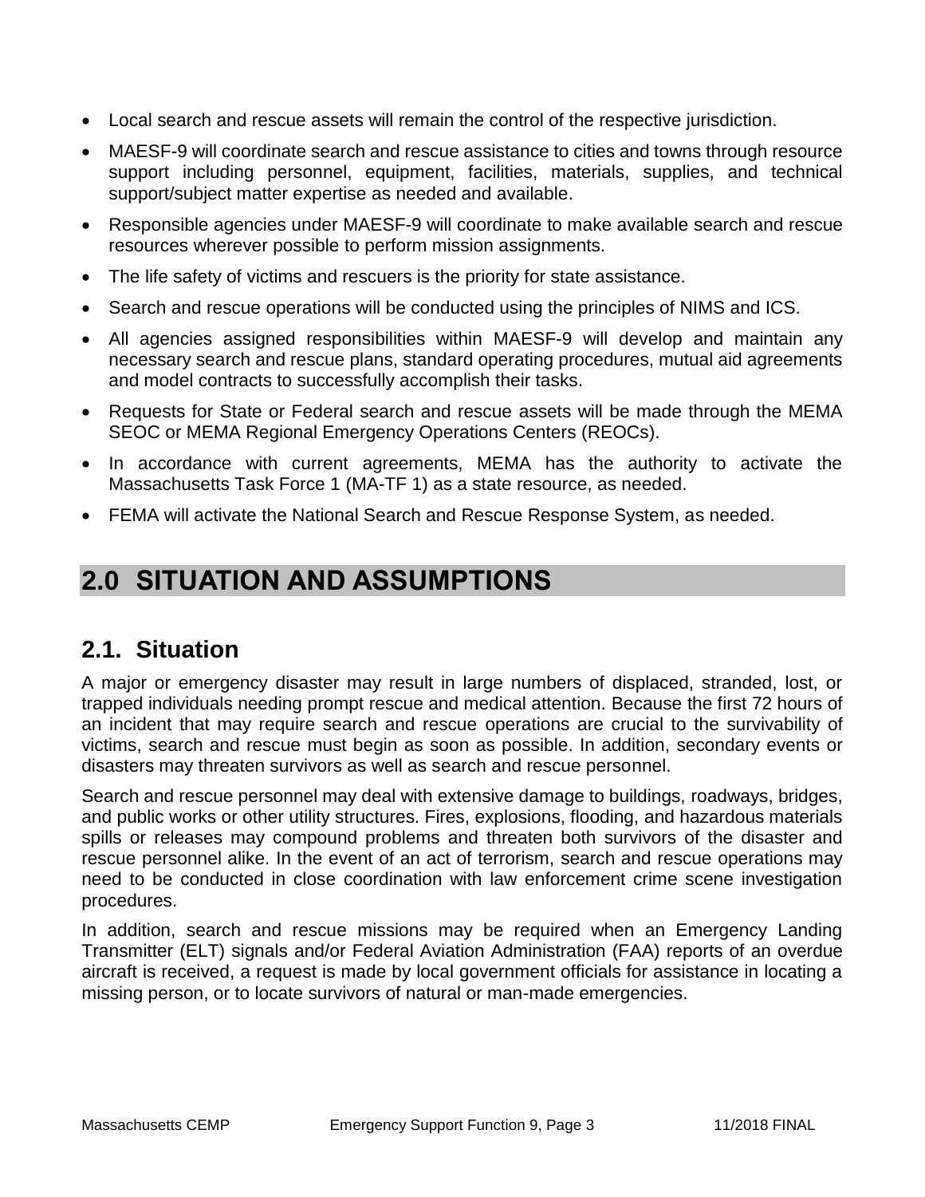- Local search and rescue assets will remain the control of the respective jurisdiction.
- MAESF-9 will coordinate search and rescue assistance to cities and towns through resource support including personnel, equipment, facilities, materials, supplies, and technical support/subject matter expertise as needed and available.
- Responsible agencies under MAESF-9 will coordinate to make available search and rescue resources wherever possible to perform mission assignments.
- The life safety of victims and rescuers is the priority for state assistance.
- Search and rescue operations will be conducted using the principles of NIMS and ICS.
- All agencies assigned responsibilities within MAESF-9 will develop and maintain any necessary search and rescue plans, standard operating procedures, mutual aid agreements and model contracts to successfully accomplish their tasks.
- Requests for State or Federal search and rescue assets will be made through the MEMA SEOC or MEMA Regional Emergency Operations Centers (REOCs).
- In accordance with current agreements, MEMA has the authority to activate the Massachusetts Task Force 1 (MA-TF 1) as a state resource, as needed.
- FEMA will activate the National Search and Rescue Response System, as needed.

# 2.0 SITUATION AND ASSUMPTIONS

## 2.1. Situation

A major or emergency disaster may result in large numbers of displaced, stranded, lost, or trapped individuals needing prompt rescue and medical attention. Because the first 72 hours of an incident that may require search and rescue operations are crucial to the survivability of victims, search and rescue must begin as soon as possible. In addition, secondary events or disasters may threaten survivors as well as search and rescue personnel.

Search and rescue personnel may deal with extensive damage to buildings, roadways, bridges, and public works or other utility structures. Fires, explosions, flooding, and hazardous materials spills or releases may compound problems and threaten both survivors of the disaster and rescue personnel alike. In the event of an act of terrorism, search and rescue operations may need to be conducted in close coordination with law enforcement crime scene investigation procedures.

In addition, search and rescue missions may be required when an Emergency Landing Transmitter (ELT) signals and/or Federal Aviation Administration (FAA) reports of an overdue aircraft is received, a request is made by local government officials for assistance in locating a missing person, or to locate survivors of natural or man-made emergencies.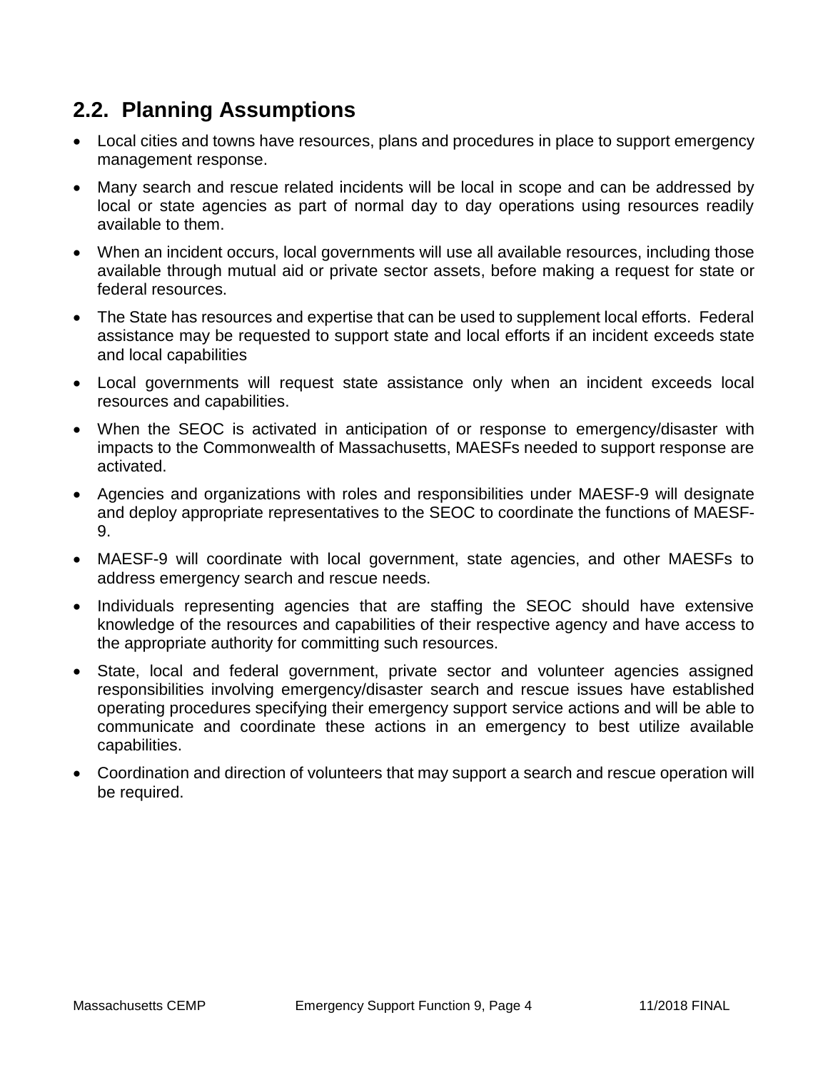## 2.2. Planning Assumptions

- Local cities and towns have resources, plans and procedures in place to support emergency management response.
- Many search and rescue related incidents will be local in scope and can be addressed by local or state agencies as part of normal day to day operations using resources readily available to them.
- When an incident occurs, local governments will use all available resources, including those available through mutual aid or private sector assets, before making a request for state or federal resources.
- The State has resources and expertise that can be used to supplement local efforts. Federal assistance may be requested to support state and local efforts if an incident exceeds state and local capabilities
- Local governments will request state assistance only when an incident exceeds local resources and capabilities.
- When the SEOC is activated in anticipation of or response to emergency/disaster with impacts to the Commonwealth of Massachusetts, MAESFs needed to support response are activated.
- Agencies and organizations with roles and responsibilities under MAESF-9 will designate and deploy appropriate representatives to the SEOC to coordinate the functions of MAESF-9.
- MAESF-9 will coordinate with local government, state agencies, and other MAESFs to address emergency search and rescue needs.
- Individuals representing agencies that are staffing the SEOC should have extensive knowledge of the resources and capabilities of their respective agency and have access to the appropriate authority for committing such resources.
- State, local and federal government, private sector and volunteer agencies assigned responsibilities involving emergency/disaster search and rescue issues have established operating procedures specifying their emergency support service actions and will be able to communicate and coordinate these actions in an emergency to best utilize available capabilities.
- Coordination and direction of volunteers that may support a search and rescue operation will be required.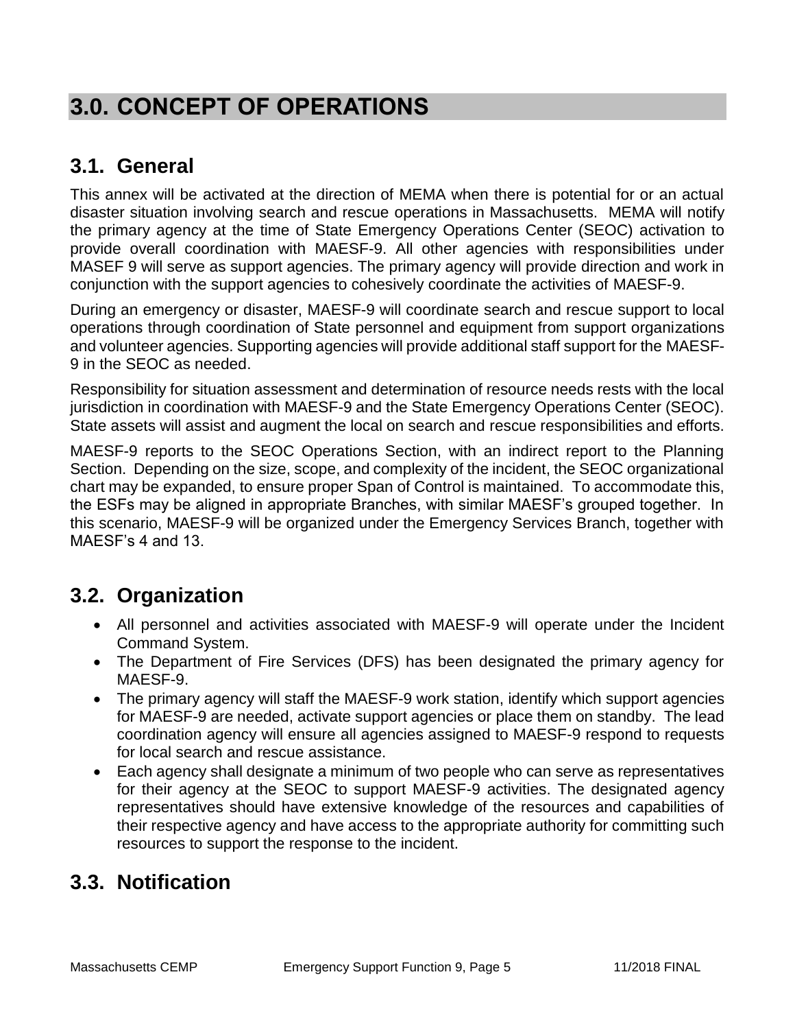# 3.0. CONCEPT OF OPERATIONS

## 3.1. General

This annex will be activated at the direction of MEMA when there is potential for or an actual disaster situation involving search and rescue operations in Massachusetts. MEMA will notify the primary agency at the time of State Emergency Operations Center (SEOC) activation to provide overall coordination with MAESF-9. All other agencies with responsibilities under MASEF 9 will serve as support agencies. The primary agency will provide direction and work in conjunction with the support agencies to cohesively coordinate the activities of MAESF-9.

During an emergency or disaster, MAESF-9 will coordinate search and rescue support to local operations through coordination of State personnel and equipment from support organizations and volunteer agencies. Supporting agencies will provide additional staff support for the MAESF-9 in the SEOC as needed.

Responsibility for situation assessment and determination of resource needs rests with the local jurisdiction in coordination with MAESF-9 and the State Emergency Operations Center (SEOC). State assets will assist and augment the local on search and rescue responsibilities and efforts.

MAESF-9 reports to the SEOC Operations Section, with an indirect report to the Planning Section. Depending on the size, scope, and complexity of the incident, the SEOC organizational chart may be expanded, to ensure proper Span of Control is maintained. To accommodate this, the ESFs may be aligned in appropriate Branches, with similar MAESF's grouped together. In this scenario, MAESF-9 will be organized under the Emergency Services Branch, together with MAESF's 4 and 13.

## 3.2. Organization

- All personnel and activities associated with MAESF-9 will operate under the Incident Command System.
- The Department of Fire Services (DFS) has been designated the primary agency for MAESF-9.
- The primary agency will staff the MAESF-9 work station, identify which support agencies for MAESF-9 are needed, activate support agencies or place them on standby. The lead coordination agency will ensure all agencies assigned to MAESF-9 respond to requests for local search and rescue assistance.
- Each agency shall designate a minimum of two people who can serve as representatives for their agency at the SEOC to support MAESF-9 activities. The designated agency representatives should have extensive knowledge of the resources and capabilities of their respective agency and have access to the appropriate authority for committing such resources to support the response to the incident.

## 3.3. Notification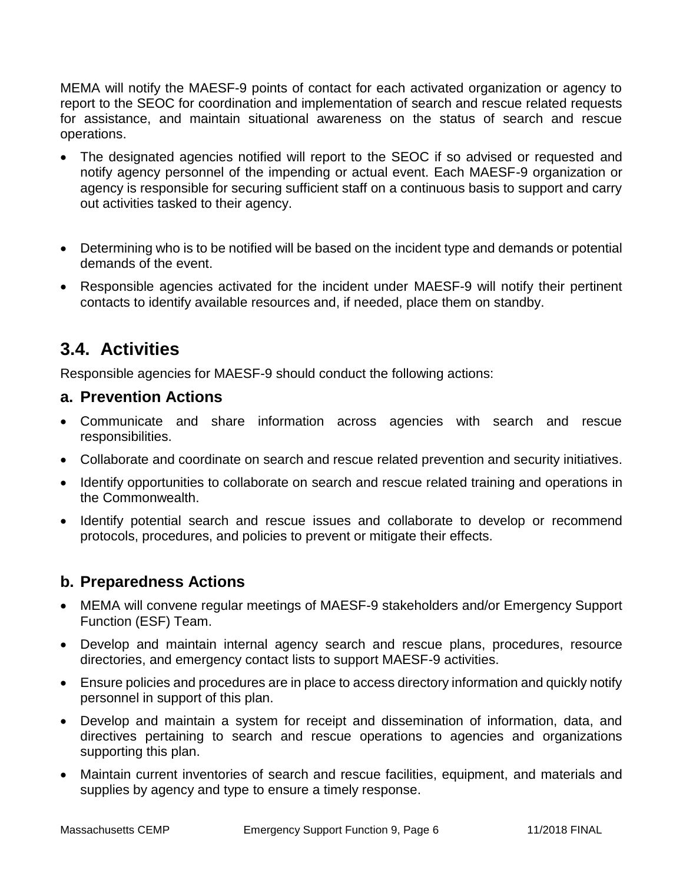MEMA will notify the MAESF-9 points of contact for each activated organization or agency to report to the SEOC for coordination and implementation of search and rescue related requests for assistance, and maintain situational awareness on the status of search and rescue operations.

- The designated agencies notified will report to the SEOC if so advised or requested and notify agency personnel of the impending or actual event. Each MAESF-9 organization or agency is responsible for securing sufficient staff on a continuous basis to support and carry out activities tasked to their agency.
- Determining who is to be notified will be based on the incident type and demands or potential demands of the event.
- Responsible agencies activated for the incident under MAESF-9 will notify their pertinent contacts to identify available resources and, if needed, place them on standby.

## 3.4. Activities

Responsible agencies for MAESF-9 should conduct the following actions:

### a. Prevention Actions

- Communicate and share information across agencies with search and rescue responsibilities.
- Collaborate and coordinate on search and rescue related prevention and security initiatives.
- Identify opportunities to collaborate on search and rescue related training and operations in the Commonwealth.
- Identify potential search and rescue issues and collaborate to develop or recommend protocols, procedures, and policies to prevent or mitigate their effects.

### b. Preparedness Actions

- MEMA will convene regular meetings of MAESF-9 stakeholders and/or Emergency Support Function (ESF) Team.
- Develop and maintain internal agency search and rescue plans, procedures, resource directories, and emergency contact lists to support MAESF-9 activities.
- Ensure policies and procedures are in place to access directory information and quickly notify personnel in support of this plan.
- Develop and maintain a system for receipt and dissemination of information, data, and directives pertaining to search and rescue operations to agencies and organizations supporting this plan.
- Maintain current inventories of search and rescue facilities, equipment, and materials and supplies by agency and type to ensure a timely response.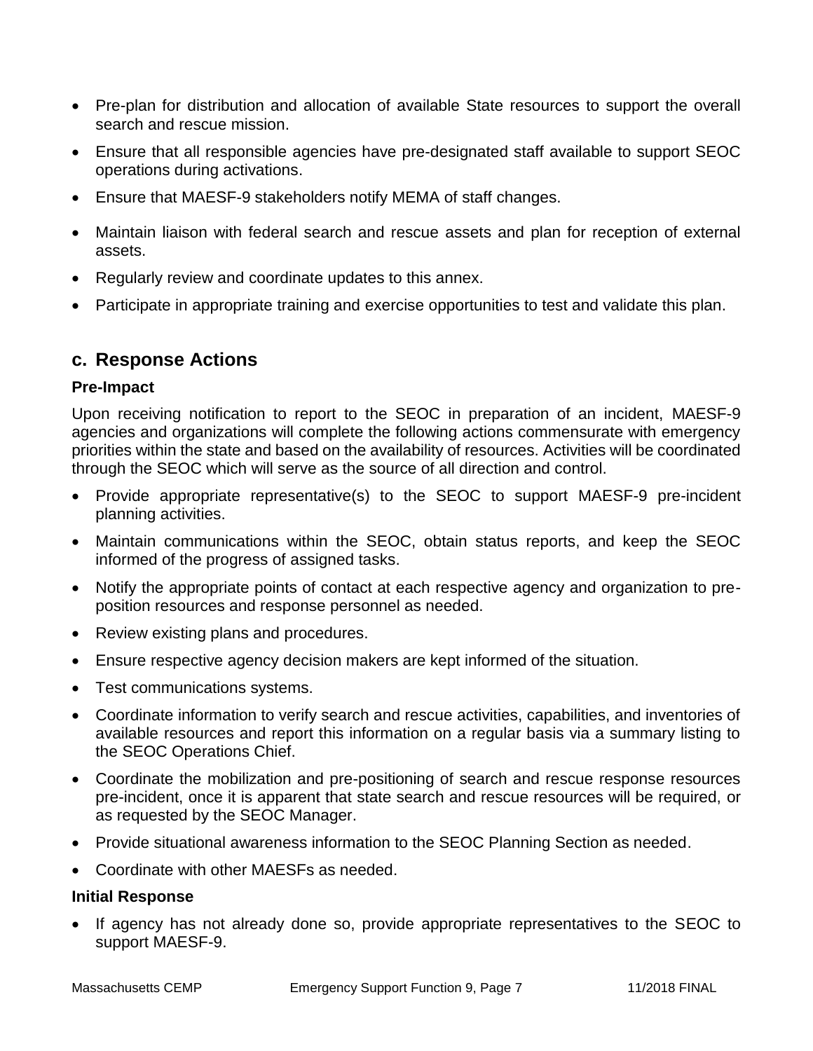- Pre-plan for distribution and allocation of available State resources to support the overall search and rescue mission.
- Ensure that all responsible agencies have pre-designated staff available to support SEOC operations during activations.
- Ensure that MAESF-9 stakeholders notify MEMA of staff changes.
- Maintain liaison with federal search and rescue assets and plan for reception of external assets.
- Regularly review and coordinate updates to this annex.
- Participate in appropriate training and exercise opportunities to test and validate this plan.

## c. Response Actions

**Pre-Impact**

Upon receiving notification to report to the SEOC in preparation of an incident, MAESF-9 agencies and organizations will complete the following actions commensurate with emergency priorities within the state and based on the availability of resources. Activities will be coordinated through the SEOC which will serve as the source of all direction and control.

- Provide appropriate representative(s) to the SEOC to support MAESF-9 pre-incident planning activities.
- Maintain communications within the SEOC, obtain status reports, and keep the SEOC informed of the progress of assigned tasks.
- Notify the appropriate points of contact at each respective agency and organization to pre-position resources and response personnel as needed.
- Review existing plans and procedures.
- Ensure respective agency decision makers are kept informed of the situation.
- Test communications systems.
- Coordinate information to verify search and rescue activities, capabilities, and inventories of available resources and report this information on a regular basis via a summary listing to the SEOC Operations Chief.
- Coordinate the mobilization and pre-positioning of search and rescue response resources pre-incident, once it is apparent that state search and rescue resources will be required, or as requested by the SEOC Manager.
- Provide situational awareness information to the SEOC Planning Section as needed.
- Coordinate with other MAESFs as needed.

**Initial Response**

- If agency has not already done so, provide appropriate representatives to the SEOC to support MAESF-9.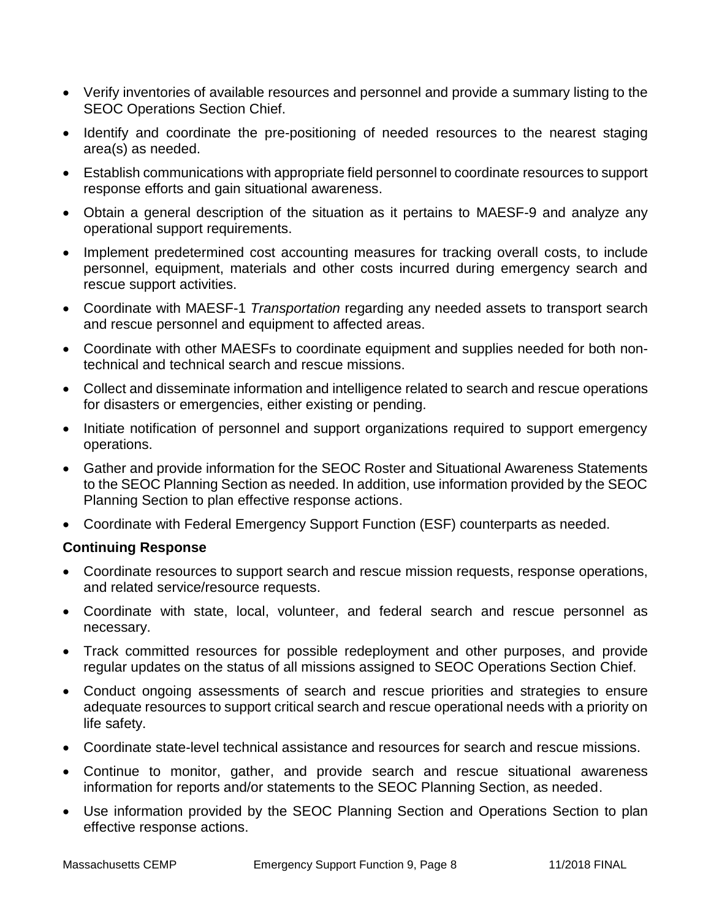- Verify inventories of available resources and personnel and provide a summary listing to the SEOC Operations Section Chief.
- Identify and coordinate the pre-positioning of needed resources to the nearest staging area(s) as needed.
- Establish communications with appropriate field personnel to coordinate resources to support response efforts and gain situational awareness.
- Obtain a general description of the situation as it pertains to MAESF-9 and analyze any operational support requirements.
- Implement predetermined cost accounting measures for tracking overall costs, to include personnel, equipment, materials and other costs incurred during emergency search and rescue support activities.
- Coordinate with MAESF-1 *Transportation* regarding any needed assets to transport search and rescue personnel and equipment to affected areas.
- Coordinate with other MAESFs to coordinate equipment and supplies needed for both non-technical and technical search and rescue missions.
- Collect and disseminate information and intelligence related to search and rescue operations for disasters or emergencies, either existing or pending.
- Initiate notification of personnel and support organizations required to support emergency operations.
- Gather and provide information for the SEOC Roster and Situational Awareness Statements to the SEOC Planning Section as needed. In addition, use information provided by the SEOC Planning Section to plan effective response actions.
- Coordinate with Federal Emergency Support Function (ESF) counterparts as needed.

**Continuing Response**

- Coordinate resources to support search and rescue mission requests, response operations, and related service/resource requests.
- Coordinate with state, local, volunteer, and federal search and rescue personnel as necessary.
- Track committed resources for possible redeployment and other purposes, and provide regular updates on the status of all missions assigned to SEOC Operations Section Chief.
- Conduct ongoing assessments of search and rescue priorities and strategies to ensure adequate resources to support critical search and rescue operational needs with a priority on life safety.
- Coordinate state-level technical assistance and resources for search and rescue missions.
- Continue to monitor, gather, and provide search and rescue situational awareness information for reports and/or statements to the SEOC Planning Section, as needed.
- Use information provided by the SEOC Planning Section and Operations Section to plan effective response actions.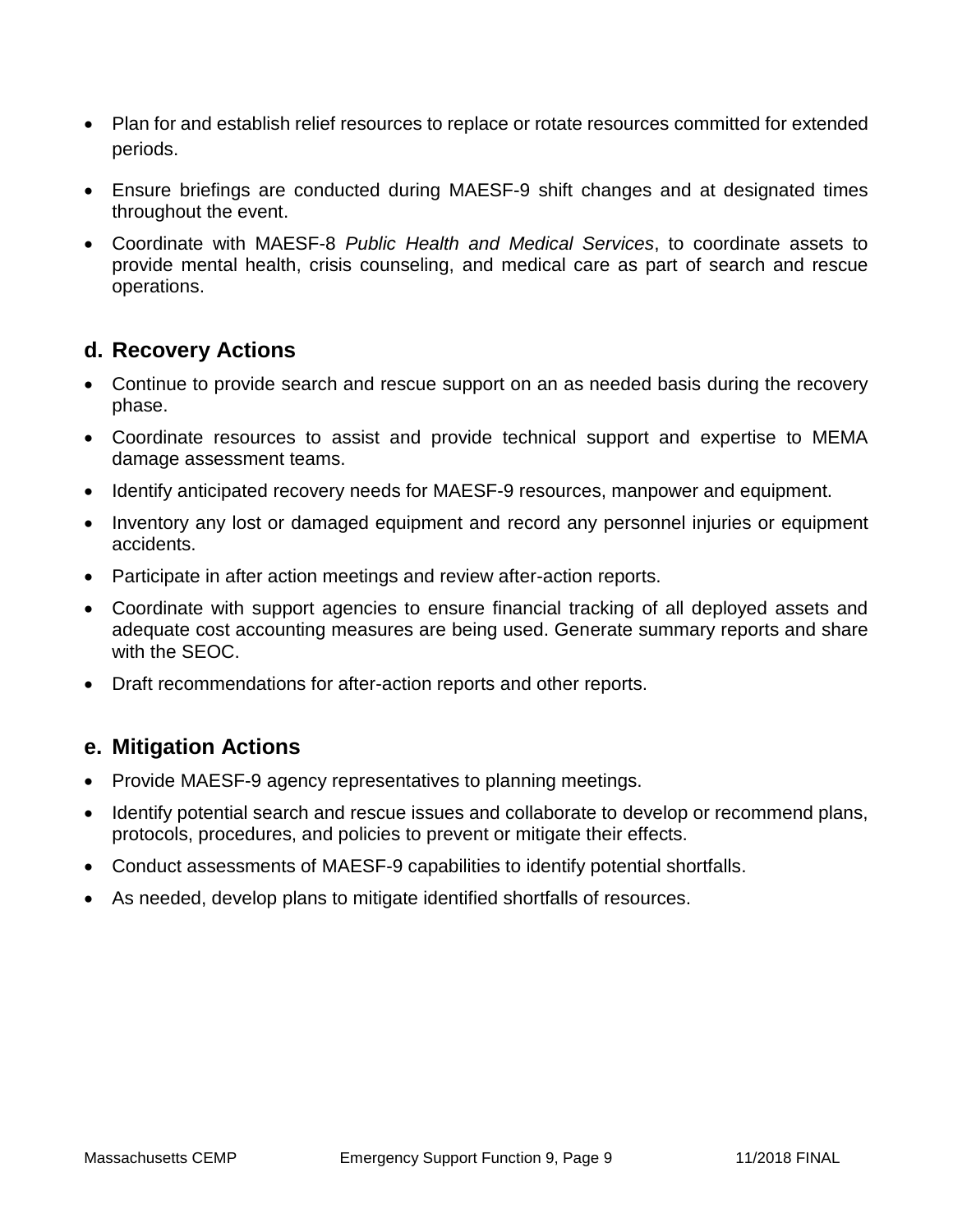- Plan for and establish relief resources to replace or rotate resources committed for extended periods.
- Ensure briefings are conducted during MAESF-9 shift changes and at designated times throughout the event.
- Coordinate with MAESF-8 *Public Health and Medical Services*, to coordinate assets to provide mental health, crisis counseling, and medical care as part of search and rescue operations.

## d. Recovery Actions

- Continue to provide search and rescue support on an as needed basis during the recovery phase.
- Coordinate resources to assist and provide technical support and expertise to MEMA damage assessment teams.
- Identify anticipated recovery needs for MAESF-9 resources, manpower and equipment.
- Inventory any lost or damaged equipment and record any personnel injuries or equipment accidents.
- Participate in after action meetings and review after-action reports.
- Coordinate with support agencies to ensure financial tracking of all deployed assets and adequate cost accounting measures are being used. Generate summary reports and share with the SEOC.
- Draft recommendations for after-action reports and other reports.

## e. Mitigation Actions

- Provide MAESF-9 agency representatives to planning meetings.
- Identify potential search and rescue issues and collaborate to develop or recommend plans, protocols, procedures, and policies to prevent or mitigate their effects.
- Conduct assessments of MAESF-9 capabilities to identify potential shortfalls.
- As needed, develop plans to mitigate identified shortfalls of resources.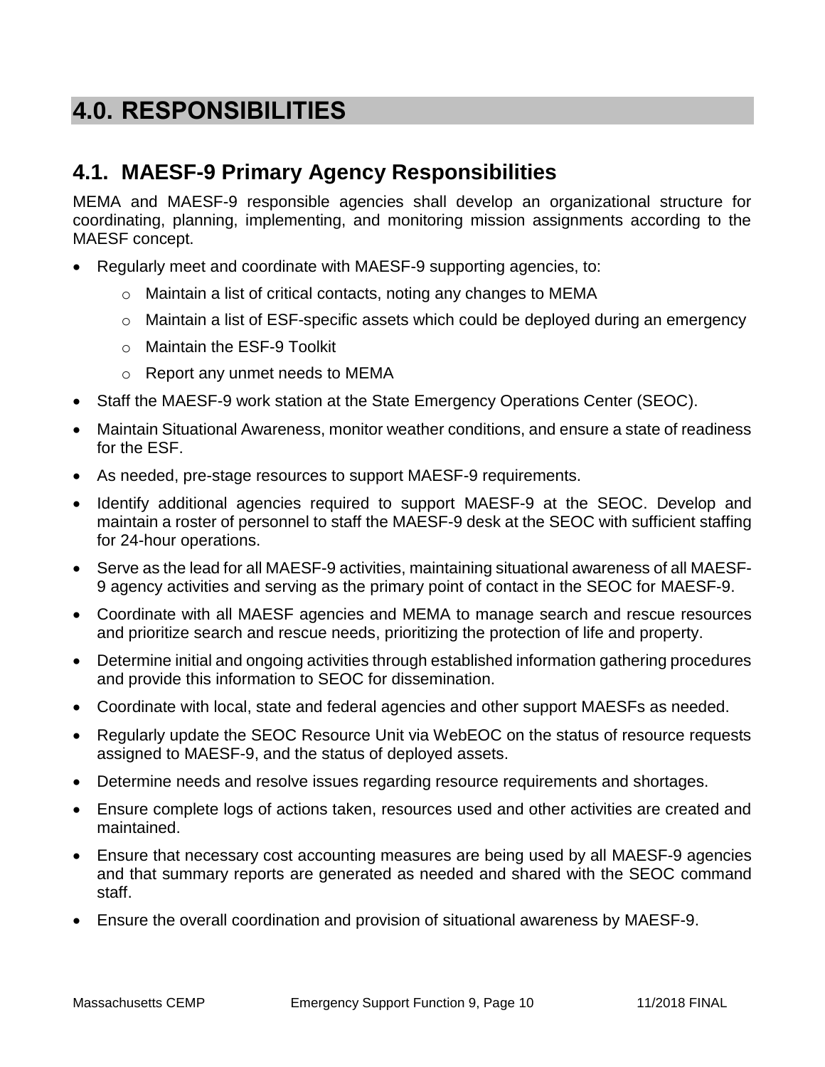# 4.0. RESPONSIBILITIES

## 4.1. MAESF-9 Primary Agency Responsibilities

MEMA and MAESF-9 responsible agencies shall develop an organizational structure for coordinating, planning, implementing, and monitoring mission assignments according to the MAESF concept.

- Regularly meet and coordinate with MAESF-9 supporting agencies, to:
  - Maintain a list of critical contacts, noting any changes to MEMA
  - Maintain a list of ESF-specific assets which could be deployed during an emergency
  - Maintain the ESF-9 Toolkit
  - Report any unmet needs to MEMA
- Staff the MAESF-9 work station at the State Emergency Operations Center (SEOC).
- Maintain Situational Awareness, monitor weather conditions, and ensure a state of readiness for the ESF.
- As needed, pre-stage resources to support MAESF-9 requirements.
- Identify additional agencies required to support MAESF-9 at the SEOC. Develop and maintain a roster of personnel to staff the MAESF-9 desk at the SEOC with sufficient staffing for 24-hour operations.
- Serve as the lead for all MAESF-9 activities, maintaining situational awareness of all MAESF-9 agency activities and serving as the primary point of contact in the SEOC for MAESF-9.
- Coordinate with all MAESF agencies and MEMA to manage search and rescue resources and prioritize search and rescue needs, prioritizing the protection of life and property.
- Determine initial and ongoing activities through established information gathering procedures and provide this information to SEOC for dissemination.
- Coordinate with local, state and federal agencies and other support MAESFs as needed.
- Regularly update the SEOC Resource Unit via WebEOC on the status of resource requests assigned to MAESF-9, and the status of deployed assets.
- Determine needs and resolve issues regarding resource requirements and shortages.
- Ensure complete logs of actions taken, resources used and other activities are created and maintained.
- Ensure that necessary cost accounting measures are being used by all MAESF-9 agencies and that summary reports are generated as needed and shared with the SEOC command staff.
- Ensure the overall coordination and provision of situational awareness by MAESF-9.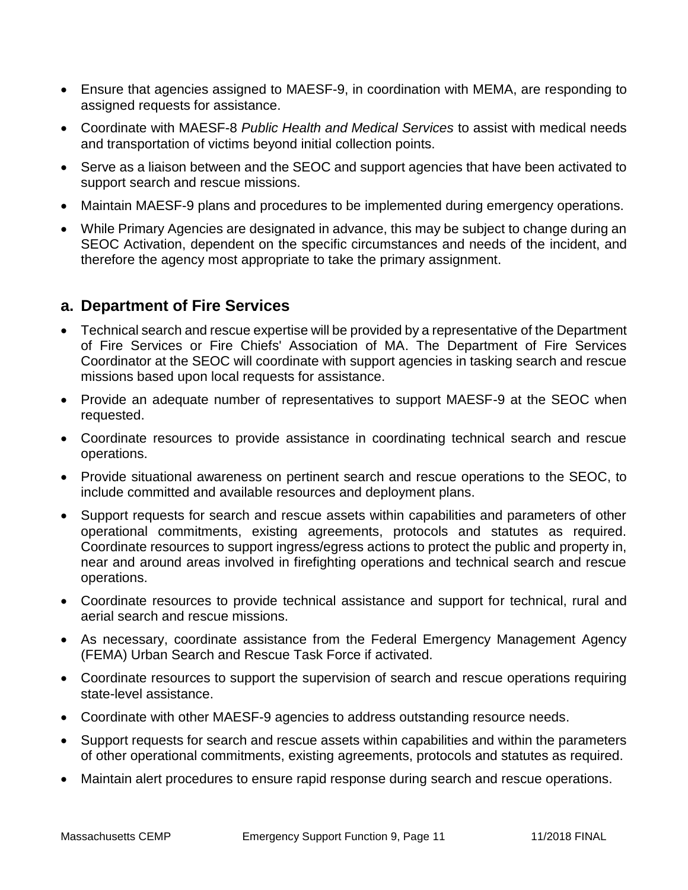- Ensure that agencies assigned to MAESF-9, in coordination with MEMA, are responding to assigned requests for assistance.
- Coordinate with MAESF-8 *Public Health and Medical Services* to assist with medical needs and transportation of victims beyond initial collection points.
- Serve as a liaison between and the SEOC and support agencies that have been activated to support search and rescue missions.
- Maintain MAESF-9 plans and procedures to be implemented during emergency operations.
- While Primary Agencies are designated in advance, this may be subject to change during an SEOC Activation, dependent on the specific circumstances and needs of the incident, and therefore the agency most appropriate to take the primary assignment.

## a. Department of Fire Services

- Technical search and rescue expertise will be provided by a representative of the Department of Fire Services or Fire Chiefs' Association of MA. The Department of Fire Services Coordinator at the SEOC will coordinate with support agencies in tasking search and rescue missions based upon local requests for assistance.
- Provide an adequate number of representatives to support MAESF-9 at the SEOC when requested.
- Coordinate resources to provide assistance in coordinating technical search and rescue operations.
- Provide situational awareness on pertinent search and rescue operations to the SEOC, to include committed and available resources and deployment plans.
- Support requests for search and rescue assets within capabilities and parameters of other operational commitments, existing agreements, protocols and statutes as required. Coordinate resources to support ingress/egress actions to protect the public and property in, near and around areas involved in firefighting operations and technical search and rescue operations.
- Coordinate resources to provide technical assistance and support for technical, rural and aerial search and rescue missions.
- As necessary, coordinate assistance from the Federal Emergency Management Agency (FEMA) Urban Search and Rescue Task Force if activated.
- Coordinate resources to support the supervision of search and rescue operations requiring state-level assistance.
- Coordinate with other MAESF-9 agencies to address outstanding resource needs.
- Support requests for search and rescue assets within capabilities and within the parameters of other operational commitments, existing agreements, protocols and statutes as required.
- Maintain alert procedures to ensure rapid response during search and rescue operations.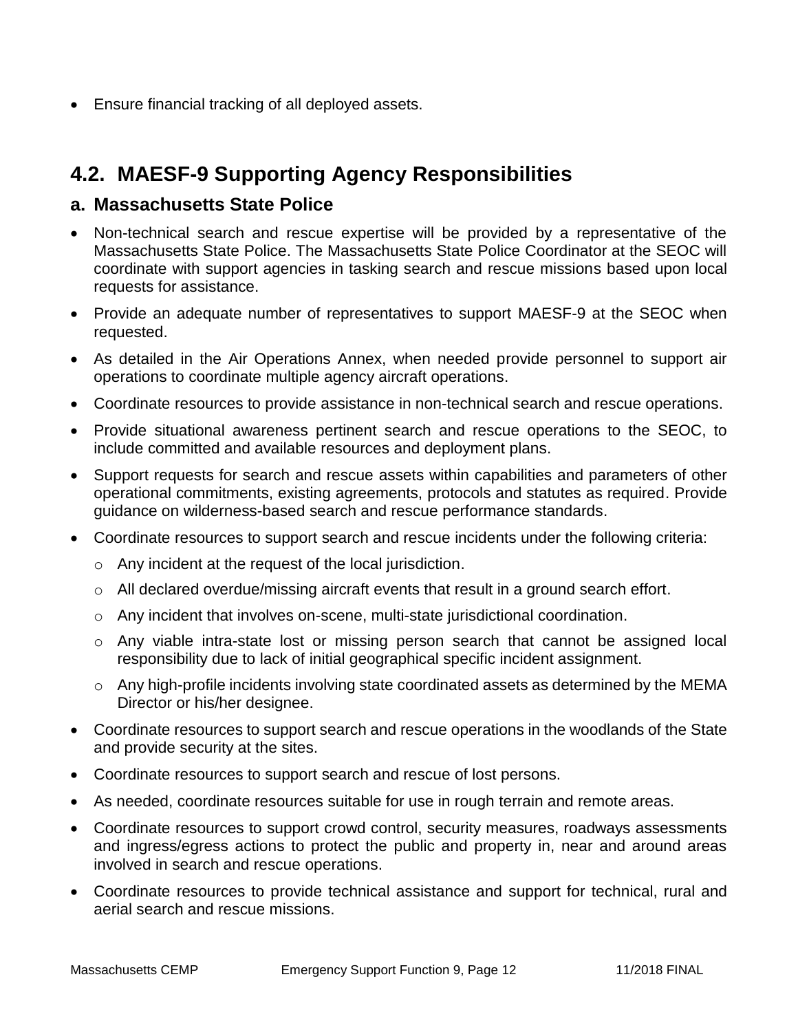- Ensure financial tracking of all deployed assets.

## 4.2. MAESF-9 Supporting Agency Responsibilities

### a. Massachusetts State Police

- Non-technical search and rescue expertise will be provided by a representative of the Massachusetts State Police. The Massachusetts State Police Coordinator at the SEOC will coordinate with support agencies in tasking search and rescue missions based upon local requests for assistance.
- Provide an adequate number of representatives to support MAESF-9 at the SEOC when requested.
- As detailed in the Air Operations Annex, when needed provide personnel to support air operations to coordinate multiple agency aircraft operations.
- Coordinate resources to provide assistance in non-technical search and rescue operations.
- Provide situational awareness pertinent search and rescue operations to the SEOC, to include committed and available resources and deployment plans.
- Support requests for search and rescue assets within capabilities and parameters of other operational commitments, existing agreements, protocols and statutes as required. Provide guidance on wilderness-based search and rescue performance standards.
- Coordinate resources to support search and rescue incidents under the following criteria:
  - Any incident at the request of the local jurisdiction.
  - All declared overdue/missing aircraft events that result in a ground search effort.
  - Any incident that involves on-scene, multi-state jurisdictional coordination.
  - Any viable intra-state lost or missing person search that cannot be assigned local responsibility due to lack of initial geographical specific incident assignment.
  - Any high-profile incidents involving state coordinated assets as determined by the MEMA Director or his/her designee.
- Coordinate resources to support search and rescue operations in the woodlands of the State and provide security at the sites.
- Coordinate resources to support search and rescue of lost persons.
- As needed, coordinate resources suitable for use in rough terrain and remote areas.
- Coordinate resources to support crowd control, security measures, roadways assessments and ingress/egress actions to protect the public and property in, near and around areas involved in search and rescue operations.
- Coordinate resources to provide technical assistance and support for technical, rural and aerial search and rescue missions.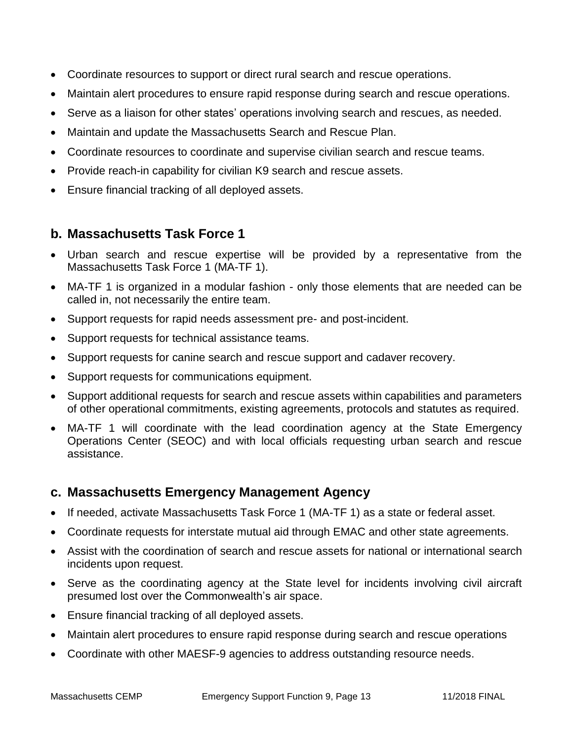- Coordinate resources to support or direct rural search and rescue operations.
- Maintain alert procedures to ensure rapid response during search and rescue operations.
- Serve as a liaison for other states' operations involving search and rescues, as needed.
- Maintain and update the Massachusetts Search and Rescue Plan.
- Coordinate resources to coordinate and supervise civilian search and rescue teams.
- Provide reach-in capability for civilian K9 search and rescue assets.
- Ensure financial tracking of all deployed assets.

## b. Massachusetts Task Force 1

- Urban search and rescue expertise will be provided by a representative from the Massachusetts Task Force 1 (MA-TF 1).
- MA-TF 1 is organized in a modular fashion - only those elements that are needed can be called in, not necessarily the entire team.
- Support requests for rapid needs assessment pre- and post-incident.
- Support requests for technical assistance teams.
- Support requests for canine search and rescue support and cadaver recovery.
- Support requests for communications equipment.
- Support additional requests for search and rescue assets within capabilities and parameters of other operational commitments, existing agreements, protocols and statutes as required.
- MA-TF 1 will coordinate with the lead coordination agency at the State Emergency Operations Center (SEOC) and with local officials requesting urban search and rescue assistance.

## c. Massachusetts Emergency Management Agency

- If needed, activate Massachusetts Task Force 1 (MA-TF 1) as a state or federal asset.
- Coordinate requests for interstate mutual aid through EMAC and other state agreements.
- Assist with the coordination of search and rescue assets for national or international search incidents upon request.
- Serve as the coordinating agency at the State level for incidents involving civil aircraft presumed lost over the Commonwealth's air space.
- Ensure financial tracking of all deployed assets.
- Maintain alert procedures to ensure rapid response during search and rescue operations
- Coordinate with other MAESF-9 agencies to address outstanding resource needs.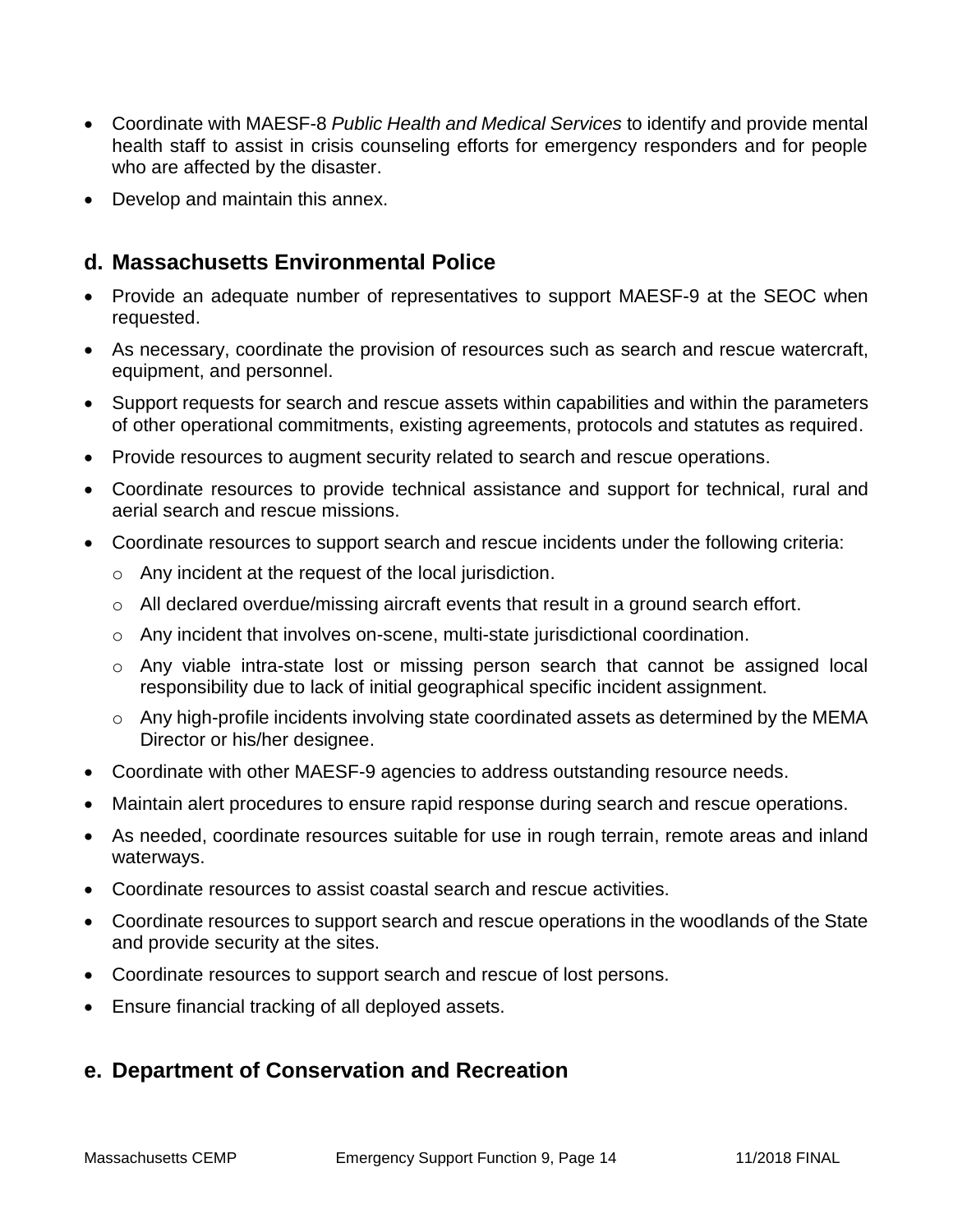- Coordinate with MAESF-8 *Public Health and Medical Services* to identify and provide mental health staff to assist in crisis counseling efforts for emergency responders and for people who are affected by the disaster.
- Develop and maintain this annex.

## d. Massachusetts Environmental Police

- Provide an adequate number of representatives to support MAESF-9 at the SEOC when requested.
- As necessary, coordinate the provision of resources such as search and rescue watercraft, equipment, and personnel.
- Support requests for search and rescue assets within capabilities and within the parameters of other operational commitments, existing agreements, protocols and statutes as required.
- Provide resources to augment security related to search and rescue operations.
- Coordinate resources to provide technical assistance and support for technical, rural and aerial search and rescue missions.
- Coordinate resources to support search and rescue incidents under the following criteria:
  - Any incident at the request of the local jurisdiction.
  - All declared overdue/missing aircraft events that result in a ground search effort.
  - Any incident that involves on-scene, multi-state jurisdictional coordination.
  - Any viable intra-state lost or missing person search that cannot be assigned local responsibility due to lack of initial geographical specific incident assignment.
  - Any high-profile incidents involving state coordinated assets as determined by the MEMA Director or his/her designee.
- Coordinate with other MAESF-9 agencies to address outstanding resource needs.
- Maintain alert procedures to ensure rapid response during search and rescue operations.
- As needed, coordinate resources suitable for use in rough terrain, remote areas and inland waterways.
- Coordinate resources to assist coastal search and rescue activities.
- Coordinate resources to support search and rescue operations in the woodlands of the State and provide security at the sites.
- Coordinate resources to support search and rescue of lost persons.
- Ensure financial tracking of all deployed assets.

## e. Department of Conservation and Recreation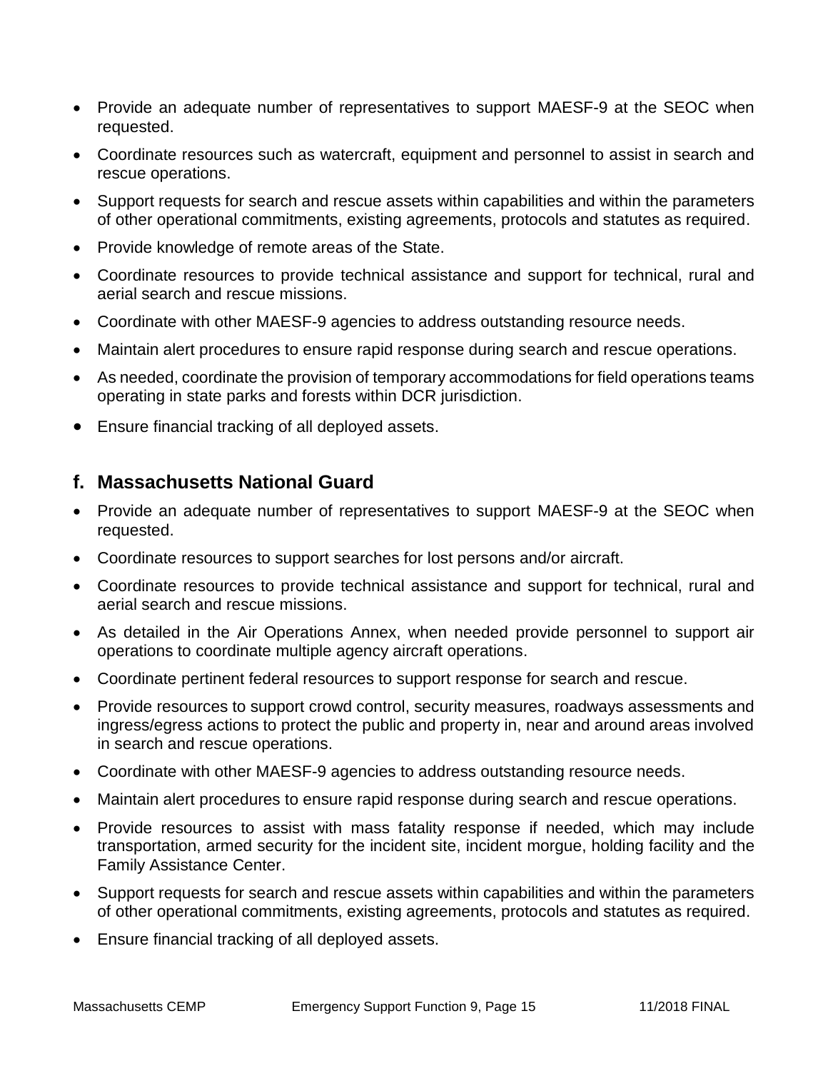- Provide an adequate number of representatives to support MAESF-9 at the SEOC when requested.
- Coordinate resources such as watercraft, equipment and personnel to assist in search and rescue operations.
- Support requests for search and rescue assets within capabilities and within the parameters of other operational commitments, existing agreements, protocols and statutes as required.
- Provide knowledge of remote areas of the State.
- Coordinate resources to provide technical assistance and support for technical, rural and aerial search and rescue missions.
- Coordinate with other MAESF-9 agencies to address outstanding resource needs.
- Maintain alert procedures to ensure rapid response during search and rescue operations.
- As needed, coordinate the provision of temporary accommodations for field operations teams operating in state parks and forests within DCR jurisdiction.
- Ensure financial tracking of all deployed assets.

## f. Massachusetts National Guard

- Provide an adequate number of representatives to support MAESF-9 at the SEOC when requested.
- Coordinate resources to support searches for lost persons and/or aircraft.
- Coordinate resources to provide technical assistance and support for technical, rural and aerial search and rescue missions.
- As detailed in the Air Operations Annex, when needed provide personnel to support air operations to coordinate multiple agency aircraft operations.
- Coordinate pertinent federal resources to support response for search and rescue.
- Provide resources to support crowd control, security measures, roadways assessments and ingress/egress actions to protect the public and property in, near and around areas involved in search and rescue operations.
- Coordinate with other MAESF-9 agencies to address outstanding resource needs.
- Maintain alert procedures to ensure rapid response during search and rescue operations.
- Provide resources to assist with mass fatality response if needed, which may include transportation, armed security for the incident site, incident morgue, holding facility and the Family Assistance Center.
- Support requests for search and rescue assets within capabilities and within the parameters of other operational commitments, existing agreements, protocols and statutes as required.
- Ensure financial tracking of all deployed assets.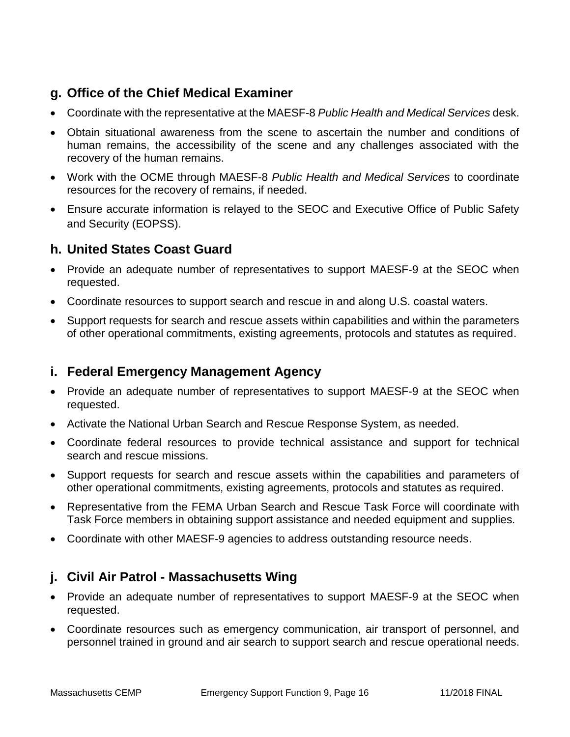## g. Office of the Chief Medical Examiner

- Coordinate with the representative at the MAESF-8 *Public Health and Medical Services* desk.
- Obtain situational awareness from the scene to ascertain the number and conditions of human remains, the accessibility of the scene and any challenges associated with the recovery of the human remains.
- Work with the OCME through MAESF-8 *Public Health and Medical Services* to coordinate resources for the recovery of remains, if needed.
- Ensure accurate information is relayed to the SEOC and Executive Office of Public Safety and Security (EOPSS).

## h. United States Coast Guard

- Provide an adequate number of representatives to support MAESF-9 at the SEOC when requested.
- Coordinate resources to support search and rescue in and along U.S. coastal waters.
- Support requests for search and rescue assets within capabilities and within the parameters of other operational commitments, existing agreements, protocols and statutes as required.

## i. Federal Emergency Management Agency

- Provide an adequate number of representatives to support MAESF-9 at the SEOC when requested.
- Activate the National Urban Search and Rescue Response System, as needed.
- Coordinate federal resources to provide technical assistance and support for technical search and rescue missions.
- Support requests for search and rescue assets within the capabilities and parameters of other operational commitments, existing agreements, protocols and statutes as required.
- Representative from the FEMA Urban Search and Rescue Task Force will coordinate with Task Force members in obtaining support assistance and needed equipment and supplies.
- Coordinate with other MAESF-9 agencies to address outstanding resource needs.

## j. Civil Air Patrol - Massachusetts Wing

- Provide an adequate number of representatives to support MAESF-9 at the SEOC when requested.
- Coordinate resources such as emergency communication, air transport of personnel, and personnel trained in ground and air search to support search and rescue operational needs.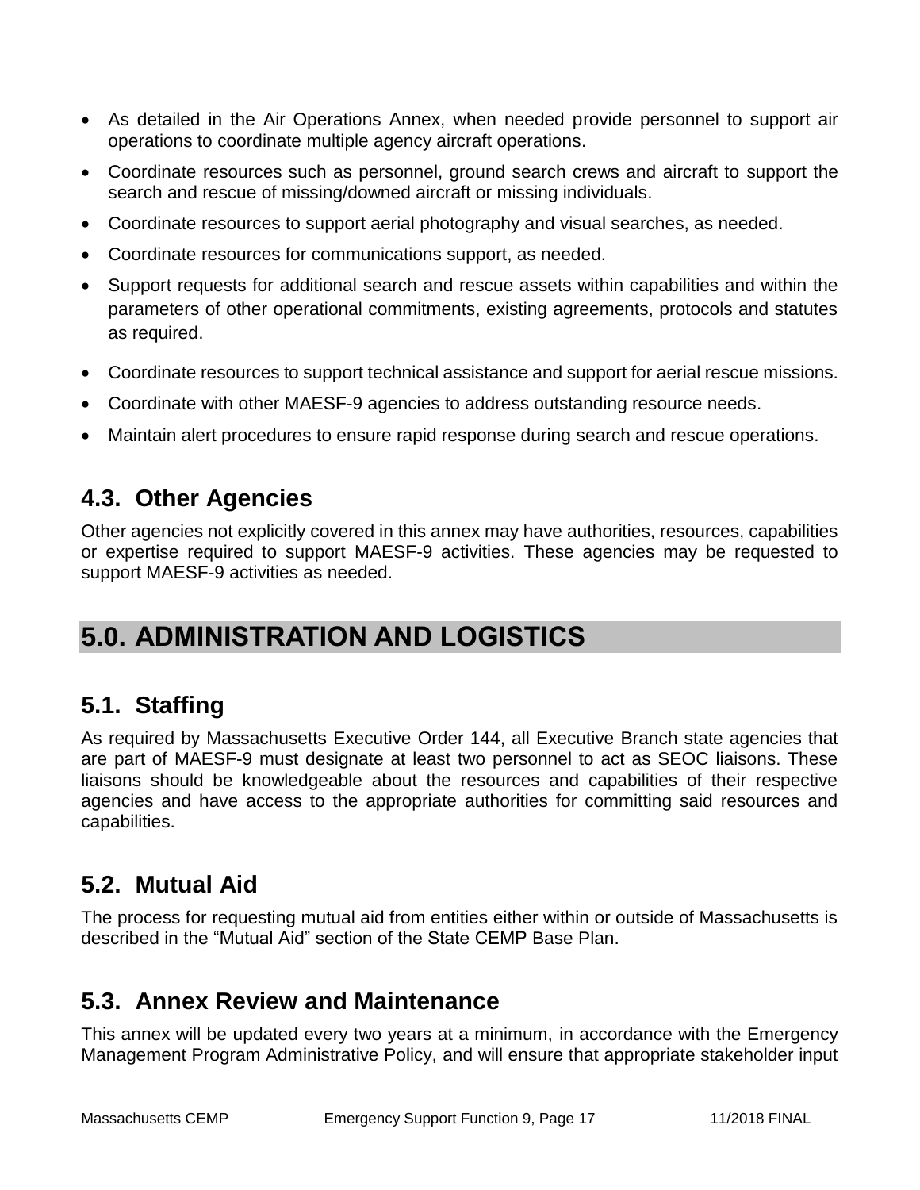- As detailed in the Air Operations Annex, when needed provide personnel to support air operations to coordinate multiple agency aircraft operations.
- Coordinate resources such as personnel, ground search crews and aircraft to support the search and rescue of missing/downed aircraft or missing individuals.
- Coordinate resources to support aerial photography and visual searches, as needed.
- Coordinate resources for communications support, as needed.
- Support requests for additional search and rescue assets within capabilities and within the parameters of other operational commitments, existing agreements, protocols and statutes as required.
- Coordinate resources to support technical assistance and support for aerial rescue missions.
- Coordinate with other MAESF-9 agencies to address outstanding resource needs.
- Maintain alert procedures to ensure rapid response during search and rescue operations.

### 4.3. Other Agencies

Other agencies not explicitly covered in this annex may have authorities, resources, capabilities or expertise required to support MAESF-9 activities. These agencies may be requested to support MAESF-9 activities as needed.

## 5.0. ADMINISTRATION AND LOGISTICS

### 5.1. Staffing

As required by Massachusetts Executive Order 144, all Executive Branch state agencies that are part of MAESF-9 must designate at least two personnel to act as SEOC liaisons. These liaisons should be knowledgeable about the resources and capabilities of their respective agencies and have access to the appropriate authorities for committing said resources and capabilities.

### 5.2. Mutual Aid

The process for requesting mutual aid from entities either within or outside of Massachusetts is described in the "Mutual Aid" section of the State CEMP Base Plan.

### 5.3. Annex Review and Maintenance

This annex will be updated every two years at a minimum, in accordance with the Emergency Management Program Administrative Policy, and will ensure that appropriate stakeholder input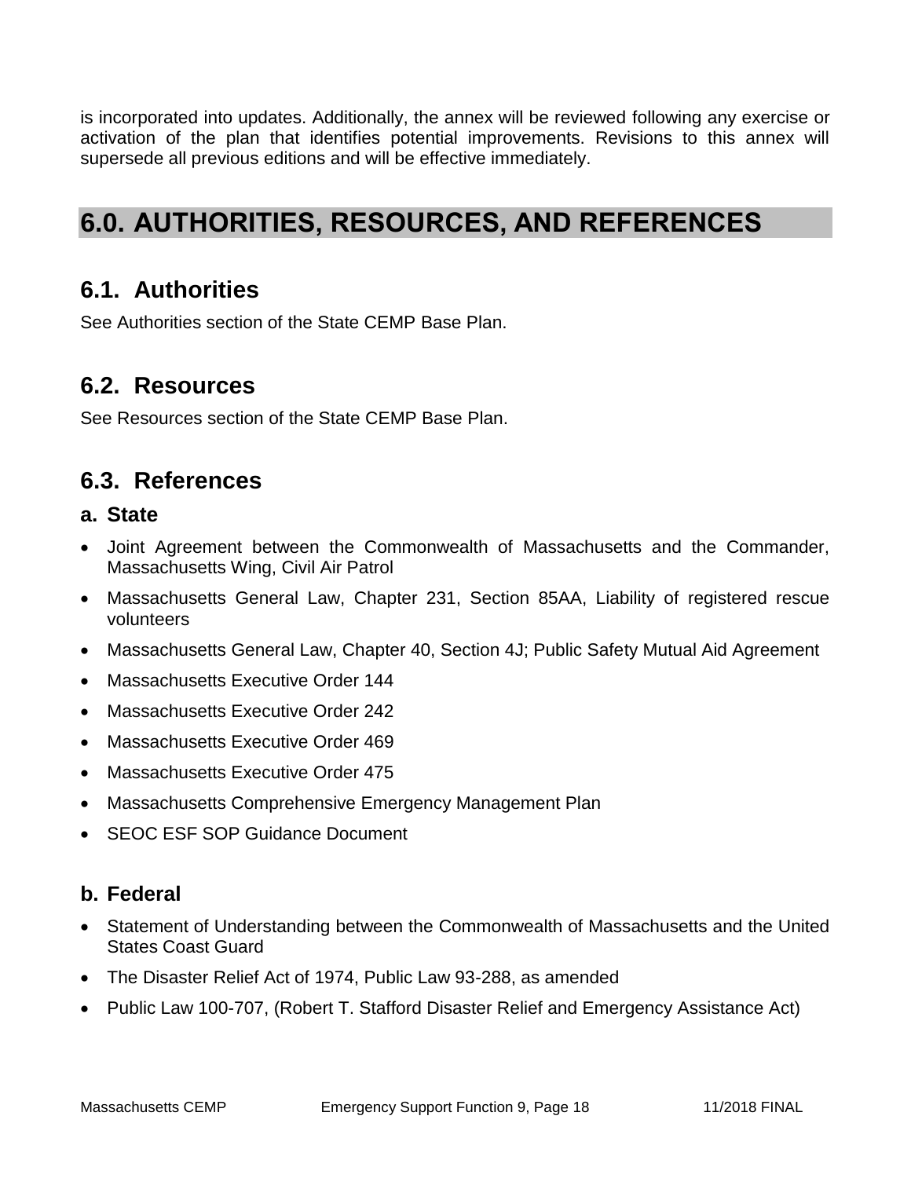is incorporated into updates. Additionally, the annex will be reviewed following any exercise or activation of the plan that identifies potential improvements. Revisions to this annex will supersede all previous editions and will be effective immediately.

# 6.0. AUTHORITIES, RESOURCES, AND REFERENCES

## 6.1. Authorities

See Authorities section of the State CEMP Base Plan.

## 6.2. Resources

See Resources section of the State CEMP Base Plan.

## 6.3. References

### a. State

- Joint Agreement between the Commonwealth of Massachusetts and the Commander, Massachusetts Wing, Civil Air Patrol
- Massachusetts General Law, Chapter 231, Section 85AA, Liability of registered rescue volunteers
- Massachusetts General Law, Chapter 40, Section 4J; Public Safety Mutual Aid Agreement
- Massachusetts Executive Order 144
- Massachusetts Executive Order 242
- Massachusetts Executive Order 469
- Massachusetts Executive Order 475
- Massachusetts Comprehensive Emergency Management Plan
- SEOC ESF SOP Guidance Document

### b. Federal

- Statement of Understanding between the Commonwealth of Massachusetts and the United States Coast Guard
- The Disaster Relief Act of 1974, Public Law 93-288, as amended
- Public Law 100-707, (Robert T. Stafford Disaster Relief and Emergency Assistance Act)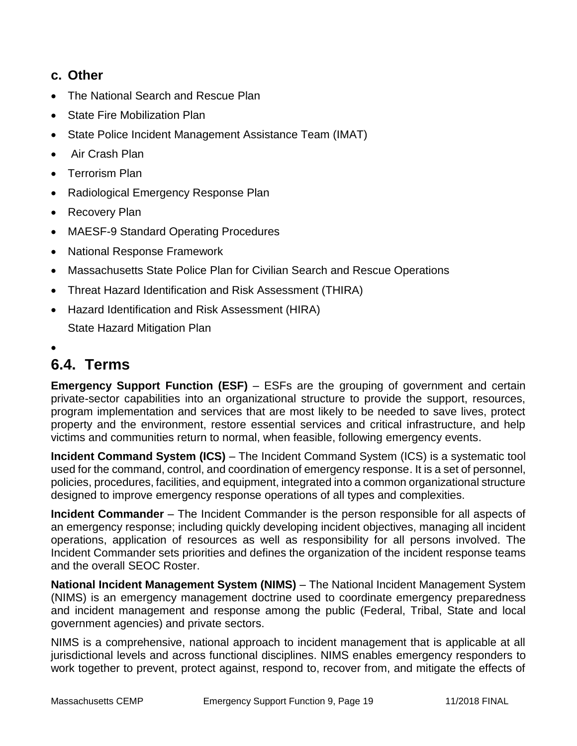### c. Other

- The National Search and Rescue Plan
- State Fire Mobilization Plan
- State Police Incident Management Assistance Team (IMAT)
- Air Crash Plan
- Terrorism Plan
- Radiological Emergency Response Plan
- Recovery Plan
- MAESF-9 Standard Operating Procedures
- National Response Framework
- Massachusetts State Police Plan for Civilian Search and Rescue Operations
- Threat Hazard Identification and Risk Assessment (THIRA)
- Hazard Identification and Risk Assessment (HIRA)
  State Hazard Mitigation Plan
- 

## 6.4. Terms

**Emergency Support Function (ESF)** – ESFs are the grouping of government and certain private-sector capabilities into an organizational structure to provide the support, resources, program implementation and services that are most likely to be needed to save lives, protect property and the environment, restore essential services and critical infrastructure, and help victims and communities return to normal, when feasible, following emergency events.

**Incident Command System (ICS)** – The Incident Command System (ICS) is a systematic tool used for the command, control, and coordination of emergency response. It is a set of personnel, policies, procedures, facilities, and equipment, integrated into a common organizational structure designed to improve emergency response operations of all types and complexities.

**Incident Commander** – The Incident Commander is the person responsible for all aspects of an emergency response; including quickly developing incident objectives, managing all incident operations, application of resources as well as responsibility for all persons involved. The Incident Commander sets priorities and defines the organization of the incident response teams and the overall SEOC Roster.

**National Incident Management System (NIMS)** – The National Incident Management System (NIMS) is an emergency management doctrine used to coordinate emergency preparedness and incident management and response among the public (Federal, Tribal, State and local government agencies) and private sectors.

NIMS is a comprehensive, national approach to incident management that is applicable at all jurisdictional levels and across functional disciplines. NIMS enables emergency responders to work together to prevent, protect against, respond to, recover from, and mitigate the effects of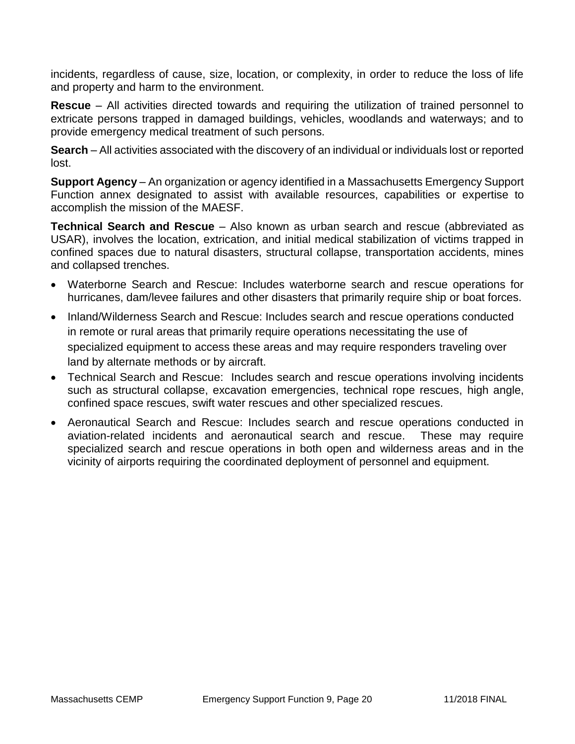incidents, regardless of cause, size, location, or complexity, in order to reduce the loss of life and property and harm to the environment.

**Rescue** – All activities directed towards and requiring the utilization of trained personnel to extricate persons trapped in damaged buildings, vehicles, woodlands and waterways; and to provide emergency medical treatment of such persons.

**Search** – All activities associated with the discovery of an individual or individuals lost or reported lost.

**Support Agency** – An organization or agency identified in a Massachusetts Emergency Support Function annex designated to assist with available resources, capabilities or expertise to accomplish the mission of the MAESF.

**Technical Search and Rescue** – Also known as urban search and rescue (abbreviated as USAR), involves the location, extrication, and initial medical stabilization of victims trapped in confined spaces due to natural disasters, structural collapse, transportation accidents, mines and collapsed trenches.

- Waterborne Search and Rescue: Includes waterborne search and rescue operations for hurricanes, dam/levee failures and other disasters that primarily require ship or boat forces.
- Inland/Wilderness Search and Rescue: Includes search and rescue operations conducted in remote or rural areas that primarily require operations necessitating the use of specialized equipment to access these areas and may require responders traveling over land by alternate methods or by aircraft.
- Technical Search and Rescue: Includes search and rescue operations involving incidents such as structural collapse, excavation emergencies, technical rope rescues, high angle, confined space rescues, swift water rescues and other specialized rescues.
- Aeronautical Search and Rescue: Includes search and rescue operations conducted in aviation-related incidents and aeronautical search and rescue. These may require specialized search and rescue operations in both open and wilderness areas and in the vicinity of airports requiring the coordinated deployment of personnel and equipment.